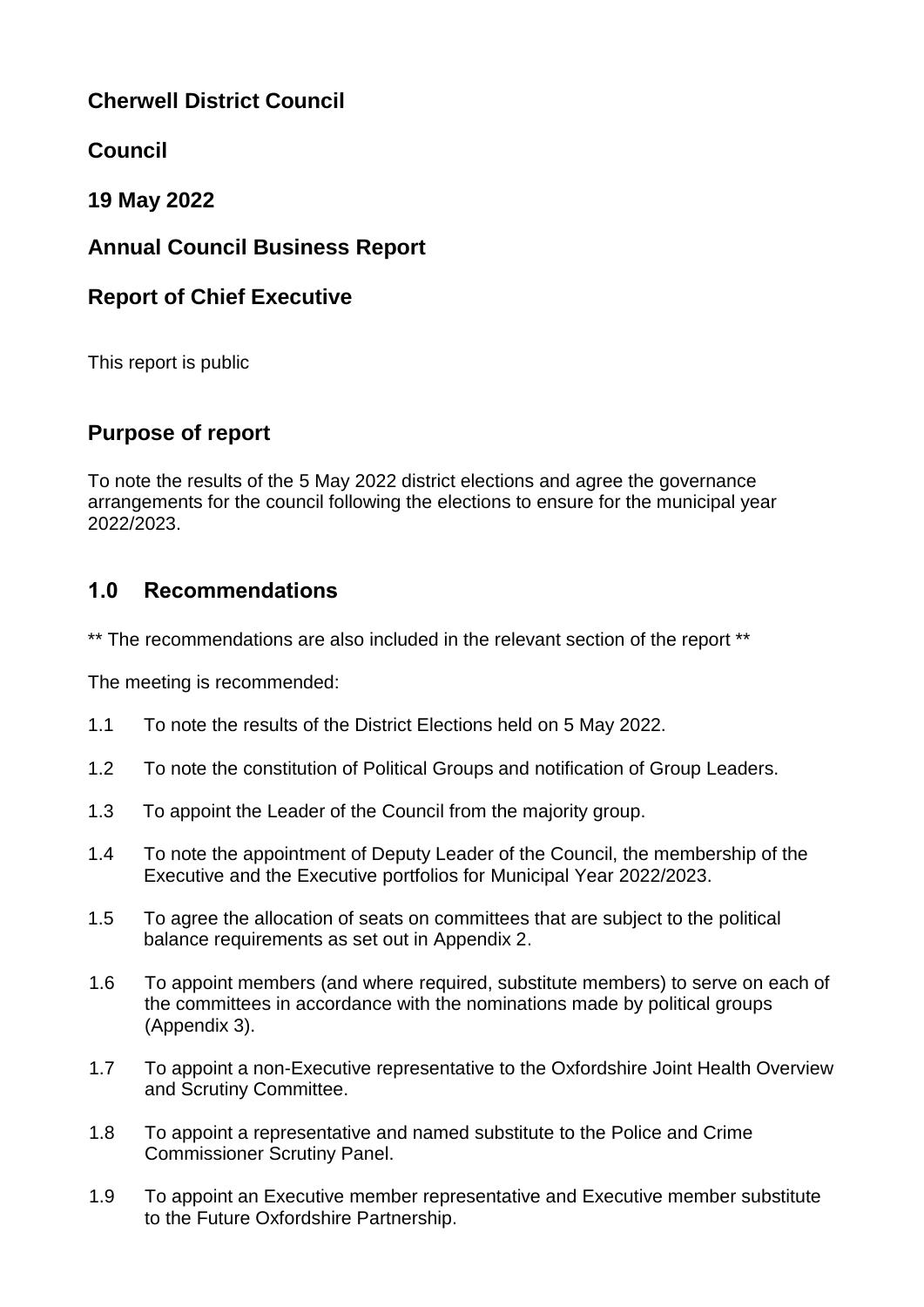# Cherwell District Council

## Council

## 19 May 2022

## Annual Council Business Report

## Report of Chief Executive

This report is public

## Purpose of report

To note the results of the 5 May 2022 district elections and agree the governance arrangements for the council following the elections to ensure for the municipal year 2022/2023.

## 1.0 Recommendations

** The recommendations are also included in the relevant section of the report **

The meeting is recommended:

1.1 To note the results of the District Elections held on 5 May 2022.

1.2 To note the constitution of Political Groups and notification of Group Leaders.

1.3 To appoint the Leader of the Council from the majority group.

1.4 To note the appointment of Deputy Leader of the Council, the membership of the Executive and the Executive portfolios for Municipal Year 2022/2023.

1.5 To agree the allocation of seats on committees that are subject to the political balance requirements as set out in Appendix 2.

1.6 To appoint members (and where required, substitute members) to serve on each of the committees in accordance with the nominations made by political groups (Appendix 3).

1.7 To appoint a non-Executive representative to the Oxfordshire Joint Health Overview and Scrutiny Committee.

1.8 To appoint a representative and named substitute to the Police and Crime Commissioner Scrutiny Panel.

1.9 To appoint an Executive member representative and Executive member substitute to the Future Oxfordshire Partnership.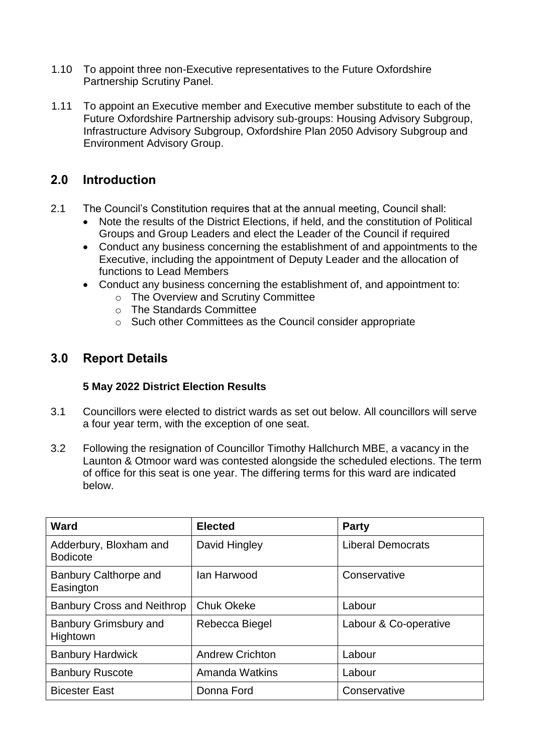1.10 To appoint three non-Executive representatives to the Future Oxfordshire Partnership Scrutiny Panel.

1.11 To appoint an Executive member and Executive member substitute to each of the Future Oxfordshire Partnership advisory sub-groups: Housing Advisory Subgroup, Infrastructure Advisory Subgroup, Oxfordshire Plan 2050 Advisory Subgroup and Environment Advisory Group.

## 2.0 Introduction

2.1 The Council's Constitution requires that at the annual meeting, Council shall:

- Note the results of the District Elections, if held, and the constitution of Political Groups and Group Leaders and elect the Leader of the Council if required
- Conduct any business concerning the establishment of and appointments to the Executive, including the appointment of Deputy Leader and the allocation of functions to Lead Members
- Conduct any business concerning the establishment of, and appointment to:
  - The Overview and Scrutiny Committee
  - The Standards Committee
  - Such other Committees as the Council consider appropriate

## 3.0 Report Details

**5 May 2022 District Election Results**

3.1 Councillors were elected to district wards as set out below. All councillors will serve a four year term, with the exception of one seat.

3.2 Following the resignation of Councillor Timothy Hallchurch MBE, a vacancy in the Launton & Otmoor ward was contested alongside the scheduled elections. The term of office for this seat is one year. The differing terms for this ward are indicated below.

| Ward | Elected | Party |
|---|---|---|
| Adderbury, Bloxham and Bodicote | David Hingley | Liberal Democrats |
| Banbury Calthorpe and Easington | Ian Harwood | Conservative |
| Banbury Cross and Neithrop | Chuk Okeke | Labour |
| Banbury Grimsbury and Hightown | Rebecca Biegel | Labour & Co-operative |
| Banbury Hardwick | Andrew Crichton | Labour |
| Banbury Ruscote | Amanda Watkins | Labour |
| Bicester East | Donna Ford | Conservative |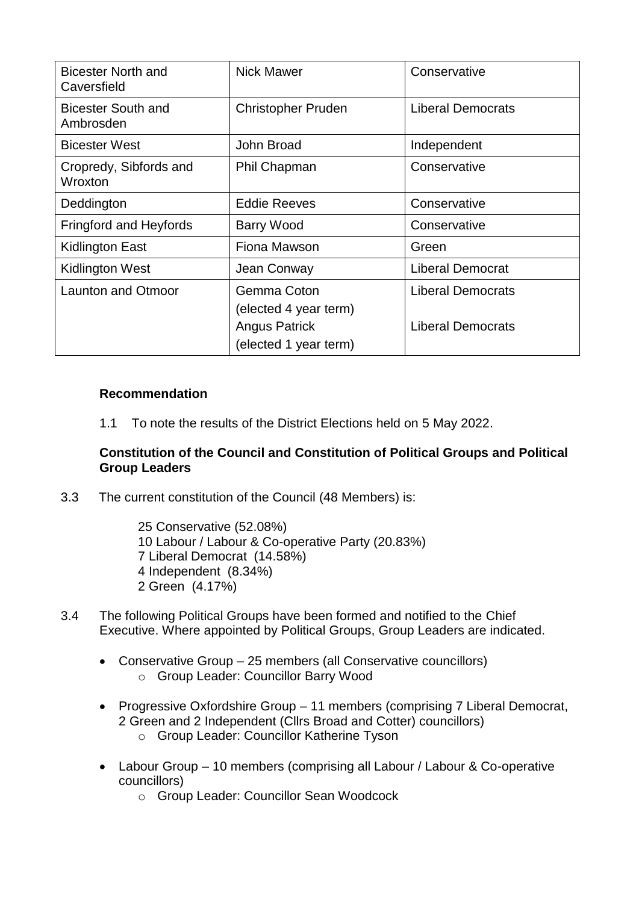| Bicester North and Caversfield | Nick Mawer | Conservative |
|---|---|---|
| Bicester South and Ambrosden | Christopher Pruden | Liberal Democrats |
| Bicester West | John Broad | Independent |
| Cropredy, Sibfords and Wroxton | Phil Chapman | Conservative |
| Deddington | Eddie Reeves | Conservative |
| Fringford and Heyfords | Barry Wood | Conservative |
| Kidlington East | Fiona Mawson | Green |
| Kidlington West | Jean Conway | Liberal Democrat |
| Launton and Otmoor | Gemma Coton (elected 4 year term)<br>Angus Patrick (elected 1 year term) | Liberal Democrats<br>Liberal Democrats |

**Recommendation**

1.1 To note the results of the District Elections held on 5 May 2022.

**Constitution of the Council and Constitution of Political Groups and Political Group Leaders**

3.3 The current constitution of the Council (48 Members) is:

25 Conservative (52.08%)
10 Labour / Labour & Co-operative Party (20.83%)
7 Liberal Democrat (14.58%)
4 Independent (8.34%)
2 Green (4.17%)

3.4 The following Political Groups have been formed and notified to the Chief Executive. Where appointed by Political Groups, Group Leaders are indicated.

- Conservative Group – 25 members (all Conservative councillors)
  - Group Leader: Councillor Barry Wood
- Progressive Oxfordshire Group – 11 members (comprising 7 Liberal Democrat, 2 Green and 2 Independent (Cllrs Broad and Cotter) councillors)
  - Group Leader: Councillor Katherine Tyson
- Labour Group – 10 members (comprising all Labour / Labour & Co-operative councillors)
  - Group Leader: Councillor Sean Woodcock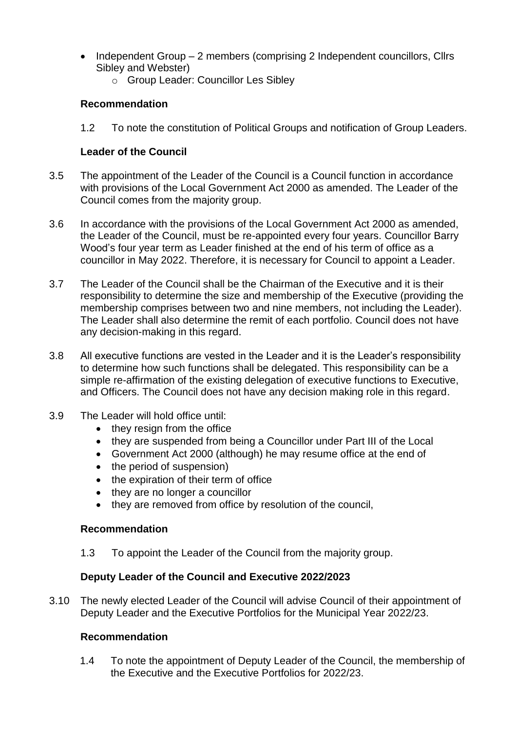- Independent Group – 2 members (comprising 2 Independent councillors, Cllrs Sibley and Webster)
  - Group Leader: Councillor Les Sibley

**Recommendation**

1.2 To note the constitution of Political Groups and notification of Group Leaders.

**Leader of the Council**

3.5 The appointment of the Leader of the Council is a Council function in accordance with provisions of the Local Government Act 2000 as amended. The Leader of the Council comes from the majority group.

3.6 In accordance with the provisions of the Local Government Act 2000 as amended, the Leader of the Council, must be re-appointed every four years. Councillor Barry Wood's four year term as Leader finished at the end of his term of office as a councillor in May 2022. Therefore, it is necessary for Council to appoint a Leader.

3.7 The Leader of the Council shall be the Chairman of the Executive and it is their responsibility to determine the size and membership of the Executive (providing the membership comprises between two and nine members, not including the Leader). The Leader shall also determine the remit of each portfolio. Council does not have any decision-making in this regard.

3.8 All executive functions are vested in the Leader and it is the Leader's responsibility to determine how such functions shall be delegated. This responsibility can be a simple re-affirmation of the existing delegation of executive functions to Executive, and Officers. The Council does not have any decision making role in this regard.

3.9 The Leader will hold office until:
- they resign from the office
- they are suspended from being a Councillor under Part III of the Local
- Government Act 2000 (although) he may resume office at the end of
- the period of suspension)
- the expiration of their term of office
- they are no longer a councillor
- they are removed from office by resolution of the council,

**Recommendation**

1.3 To appoint the Leader of the Council from the majority group.

**Deputy Leader of the Council and Executive 2022/2023**

3.10 The newly elected Leader of the Council will advise Council of their appointment of Deputy Leader and the Executive Portfolios for the Municipal Year 2022/23.

**Recommendation**

1.4 To note the appointment of Deputy Leader of the Council, the membership of the Executive and the Executive Portfolios for 2022/23.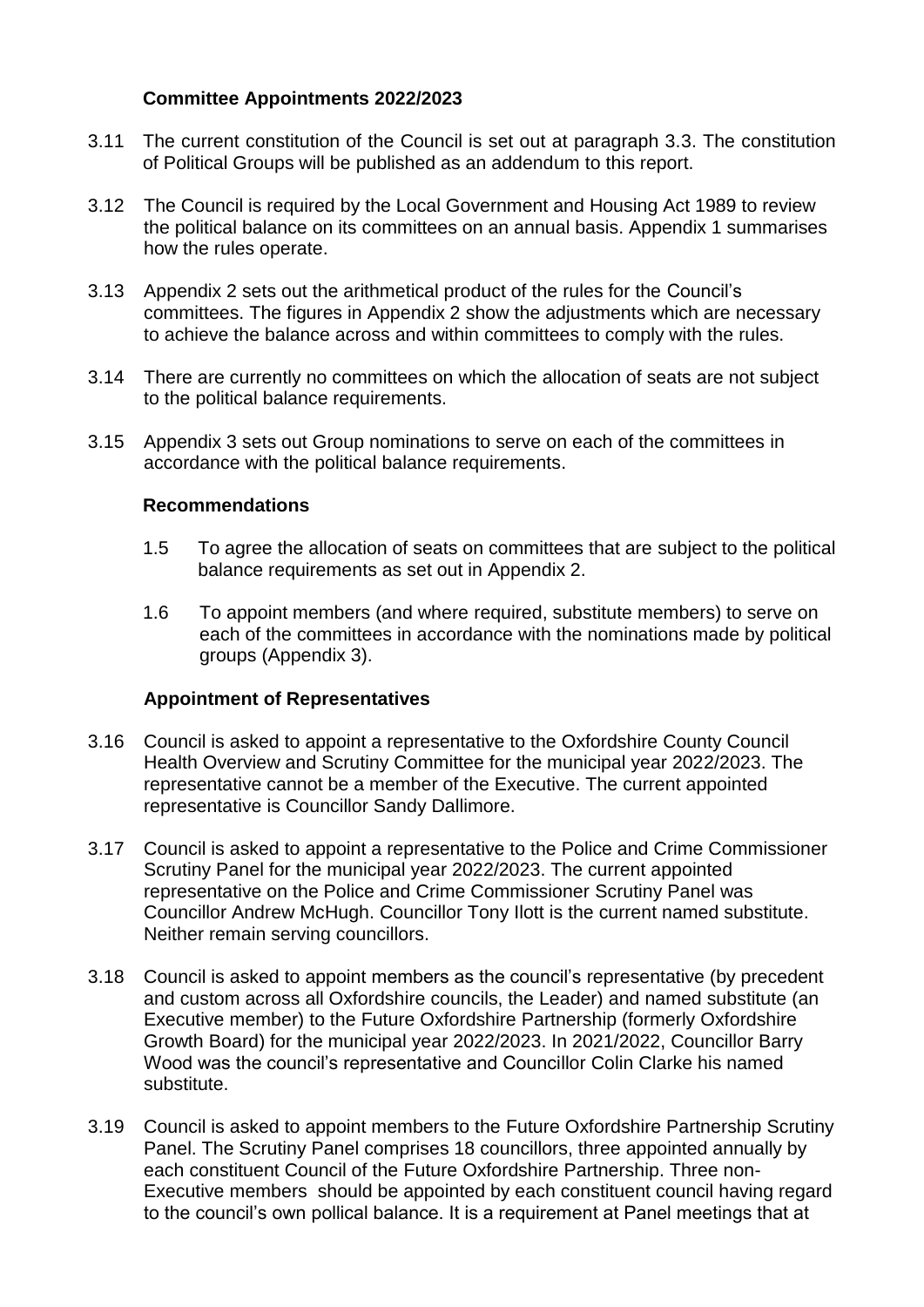### Committee Appointments 2022/2023

3.11 The current constitution of the Council is set out at paragraph 3.3. The constitution of Political Groups will be published as an addendum to this report.

3.12 The Council is required by the Local Government and Housing Act 1989 to review the political balance on its committees on an annual basis. Appendix 1 summarises how the rules operate.

3.13 Appendix 2 sets out the arithmetical product of the rules for the Council's committees. The figures in Appendix 2 show the adjustments which are necessary to achieve the balance across and within committees to comply with the rules.

3.14 There are currently no committees on which the allocation of seats are not subject to the political balance requirements.

3.15 Appendix 3 sets out Group nominations to serve on each of the committees in accordance with the political balance requirements.

### Recommendations

1.5 To agree the allocation of seats on committees that are subject to the political balance requirements as set out in Appendix 2.

1.6 To appoint members (and where required, substitute members) to serve on each of the committees in accordance with the nominations made by political groups (Appendix 3).

### Appointment of Representatives

3.16 Council is asked to appoint a representative to the Oxfordshire County Council Health Overview and Scrutiny Committee for the municipal year 2022/2023. The representative cannot be a member of the Executive. The current appointed representative is Councillor Sandy Dallimore.

3.17 Council is asked to appoint a representative to the Police and Crime Commissioner Scrutiny Panel for the municipal year 2022/2023. The current appointed representative on the Police and Crime Commissioner Scrutiny Panel was Councillor Andrew McHugh. Councillor Tony Ilott is the current named substitute. Neither remain serving councillors.

3.18 Council is asked to appoint members as the council's representative (by precedent and custom across all Oxfordshire councils, the Leader) and named substitute (an Executive member) to the Future Oxfordshire Partnership (formerly Oxfordshire Growth Board) for the municipal year 2022/2023. In 2021/2022, Councillor Barry Wood was the council's representative and Councillor Colin Clarke his named substitute.

3.19 Council is asked to appoint members to the Future Oxfordshire Partnership Scrutiny Panel. The Scrutiny Panel comprises 18 councillors, three appointed annually by each constituent Council of the Future Oxfordshire Partnership. Three non-Executive members should be appointed by each constituent council having regard to the council's own pollical balance. It is a requirement at Panel meetings that at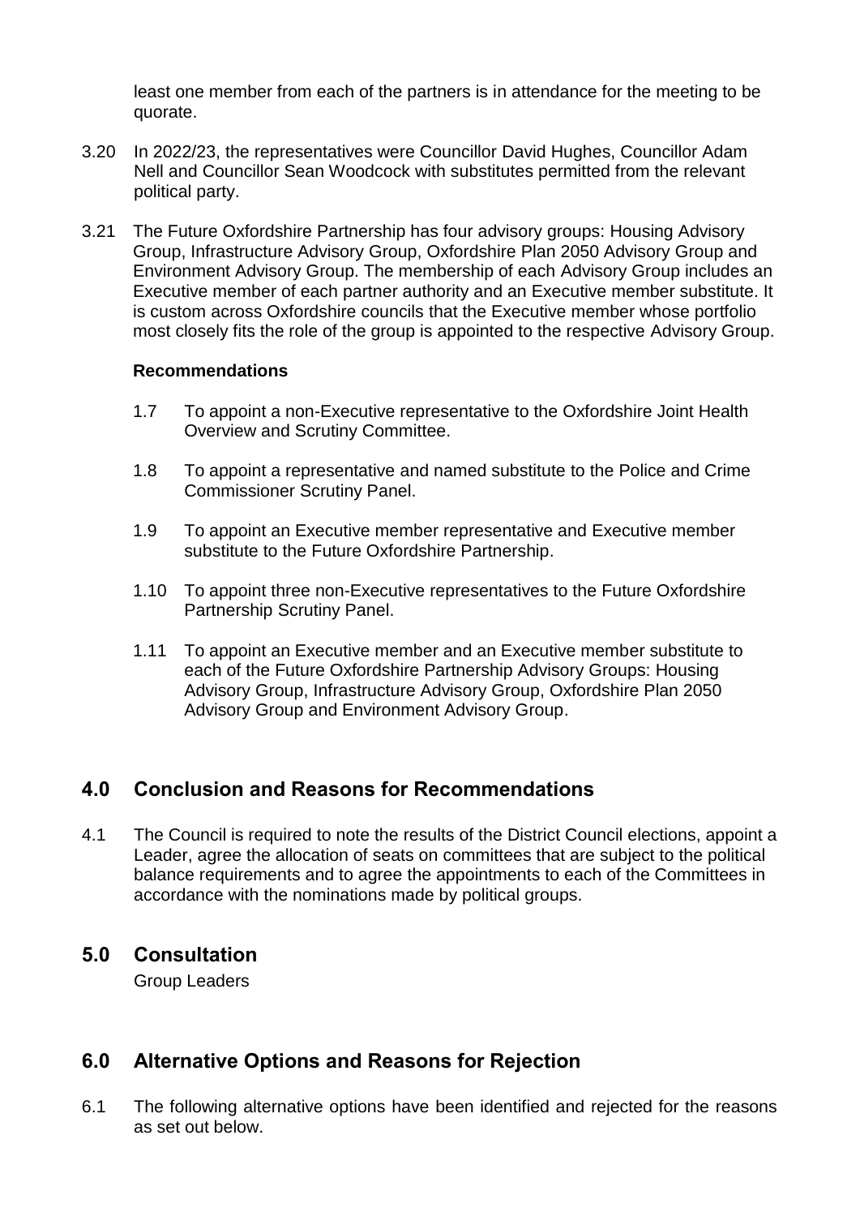least one member from each of the partners is in attendance for the meeting to be quorate.

3.20 In 2022/23, the representatives were Councillor David Hughes, Councillor Adam Nell and Councillor Sean Woodcock with substitutes permitted from the relevant political party.

3.21 The Future Oxfordshire Partnership has four advisory groups: Housing Advisory Group, Infrastructure Advisory Group, Oxfordshire Plan 2050 Advisory Group and Environment Advisory Group. The membership of each Advisory Group includes an Executive member of each partner authority and an Executive member substitute. It is custom across Oxfordshire councils that the Executive member whose portfolio most closely fits the role of the group is appointed to the respective Advisory Group.

**Recommendations**

1.7 To appoint a non-Executive representative to the Oxfordshire Joint Health Overview and Scrutiny Committee.

1.8 To appoint a representative and named substitute to the Police and Crime Commissioner Scrutiny Panel.

1.9 To appoint an Executive member representative and Executive member substitute to the Future Oxfordshire Partnership.

1.10 To appoint three non-Executive representatives to the Future Oxfordshire Partnership Scrutiny Panel.

1.11 To appoint an Executive member and an Executive member substitute to each of the Future Oxfordshire Partnership Advisory Groups: Housing Advisory Group, Infrastructure Advisory Group, Oxfordshire Plan 2050 Advisory Group and Environment Advisory Group.

## 4.0 Conclusion and Reasons for Recommendations

4.1 The Council is required to note the results of the District Council elections, appoint a Leader, agree the allocation of seats on committees that are subject to the political balance requirements and to agree the appointments to each of the Committees in accordance with the nominations made by political groups.

## 5.0 Consultation

Group Leaders

## 6.0 Alternative Options and Reasons for Rejection

6.1 The following alternative options have been identified and rejected for the reasons as set out below.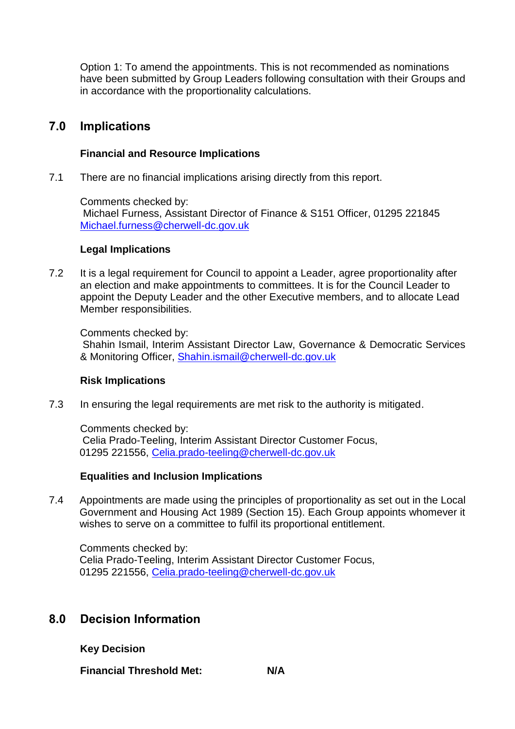Option 1: To amend the appointments. This is not recommended as nominations have been submitted by Group Leaders following consultation with their Groups and in accordance with the proportionality calculations.

## 7.0 Implications

**Financial and Resource Implications**

7.1 There are no financial implications arising directly from this report.

Comments checked by:
Michael Furness, Assistant Director of Finance & S151 Officer, 01295 221845 Michael.furness@cherwell-dc.gov.uk

**Legal Implications**

7.2 It is a legal requirement for Council to appoint a Leader, agree proportionality after an election and make appointments to committees. It is for the Council Leader to appoint the Deputy Leader and the other Executive members, and to allocate Lead Member responsibilities.

Comments checked by:
Shahin Ismail, Interim Assistant Director Law, Governance & Democratic Services & Monitoring Officer, Shahin.ismail@cherwell-dc.gov.uk

**Risk Implications**

7.3 In ensuring the legal requirements are met risk to the authority is mitigated.

Comments checked by:
Celia Prado-Teeling, Interim Assistant Director Customer Focus, 01295 221556, Celia.prado-teeling@cherwell-dc.gov.uk

**Equalities and Inclusion Implications**

7.4 Appointments are made using the principles of proportionality as set out in the Local Government and Housing Act 1989 (Section 15). Each Group appoints whomever it wishes to serve on a committee to fulfil its proportional entitlement.

Comments checked by:
Celia Prado-Teeling, Interim Assistant Director Customer Focus, 01295 221556, Celia.prado-teeling@cherwell-dc.gov.uk

## 8.0 Decision Information

**Key Decision**

**Financial Threshold Met:** **N/A**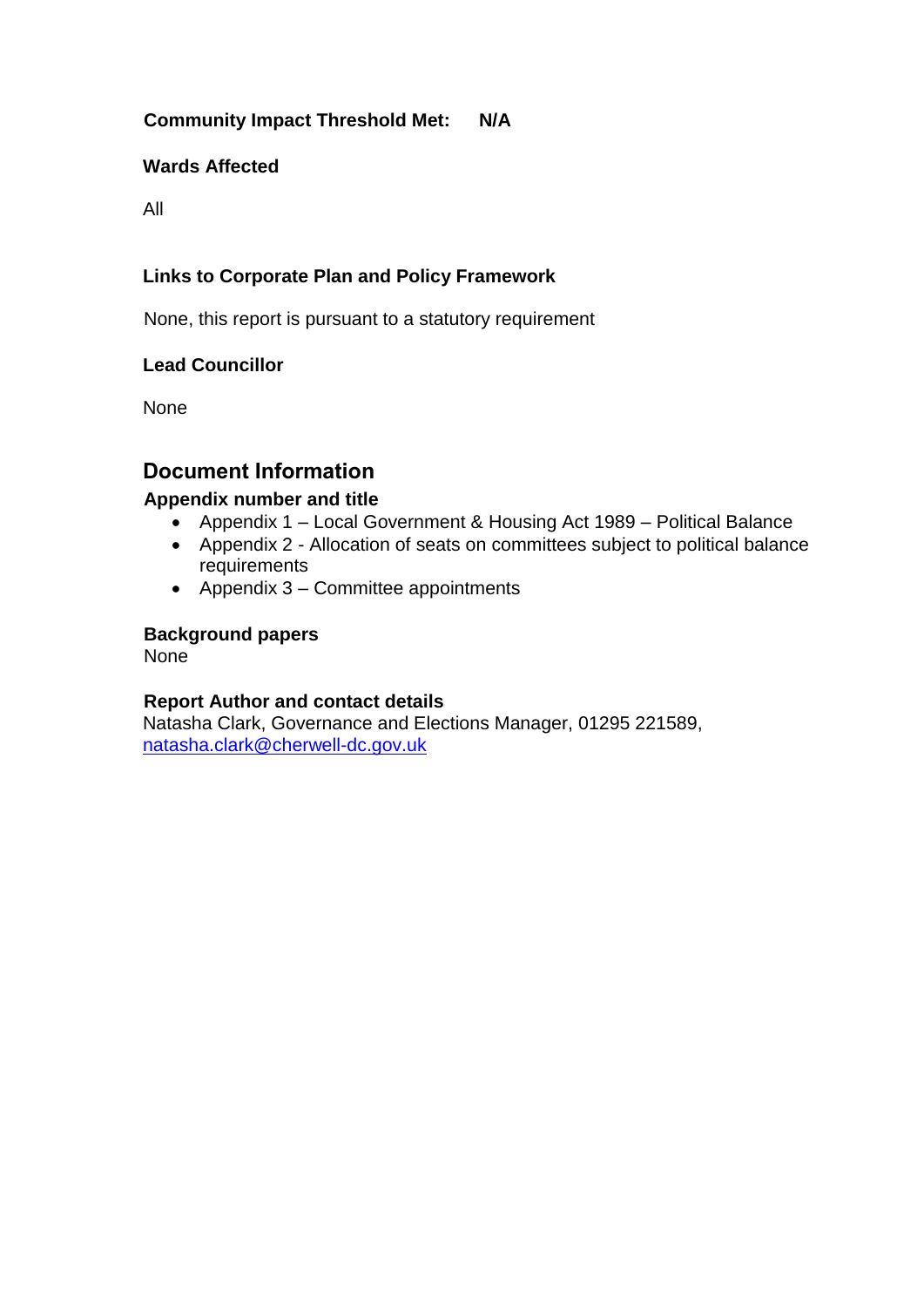**Community Impact Threshold Met: N/A**

**Wards Affected**

All

**Links to Corporate Plan and Policy Framework**

None, this report is pursuant to a statutory requirement

**Lead Councillor**

None

## Document Information

**Appendix number and title**

- Appendix 1 – Local Government & Housing Act 1989 – Political Balance
- Appendix 2 - Allocation of seats on committees subject to political balance requirements
- Appendix 3 – Committee appointments

**Background papers**

None

**Report Author and contact details**

Natasha Clark, Governance and Elections Manager, 01295 221589, natasha.clark@cherwell-dc.gov.uk